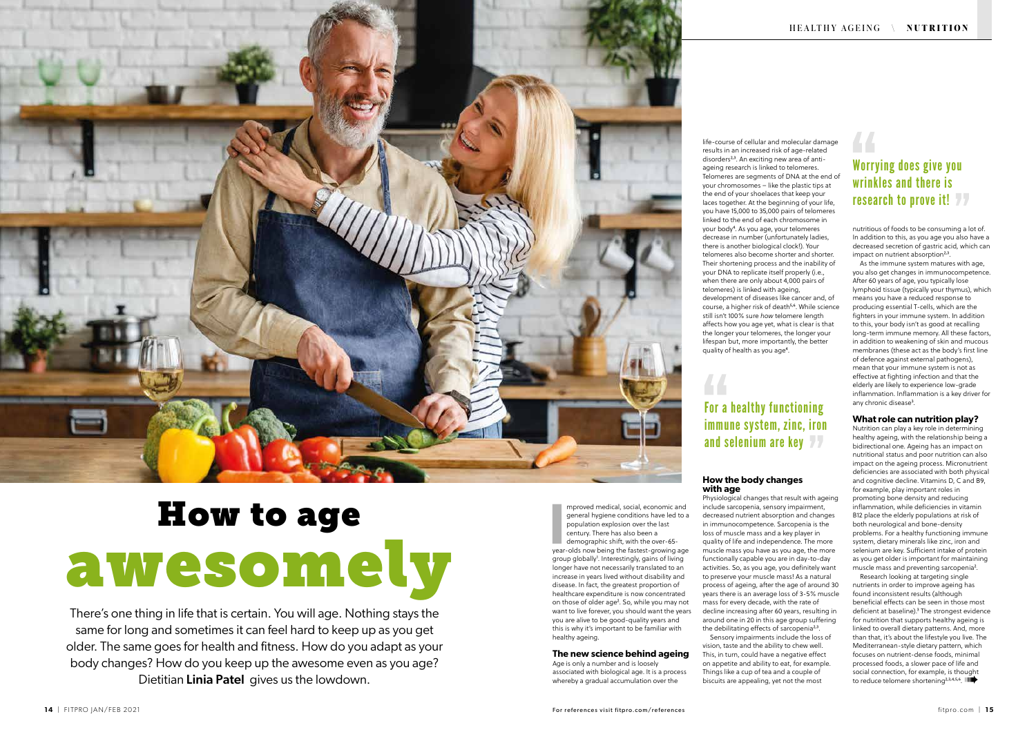# How to age awesomely

There's one thing in life that is certain. You will age. Nothing stays the same for long and sometimes it can feel hard to keep up as you get older. The same goes for health and fitness. How do you adapt as your body changes? How do you keep up the awesome even as you age? Dietitian **Linia Patel** gives us the lowdown.

Improved medical, social, economic and general hygiene conditions have led to a population explosion over the last century. There has also been a demographic shift, with the over-65-year-olds now being the fastest-growing age group globally[1]. Interestingly, gains of living longer have not necessarily translated to an increase in years lived without disability and disease. In fact, the greatest proportion of healthcare expenditure is now concentrated on those of older age[2]. So, while you may not want to live forever, you should want the years you are alive to be good-quality years and this is why it's important to be familiar with healthy ageing.

### The new science behind ageing

Age is only a number and is loosely associated with biological age. It is a process whereby a gradual accumulation over the life-course of cellular and molecular damage results in an increased risk of age-related disorders[2,3]. An exciting new area of anti-ageing research is linked to telomeres. Telomeres are segments of DNA at the end of your chromosomes – like the plastic tips at the end of your shoelaces that keep your laces together. At the beginning of your life, you have 15,000 to 35,000 pairs of telomeres linked to the end of each chromosome in your body[4]. As you age, your telomeres decrease in number (unfortunately ladies, there is another biological clock!). Your telomeres also become shorter and shorter. Their shortening process and the inability of your DNA to replicate itself properly (i.e., when there are only about 4,000 pairs of telomeres) is linked with ageing, development of diseases like cancer and, of course, a higher risk of death[5,6]. While science still isn't 100% sure *how* telomere length affects how you age yet, what is clear is that the longer your telomeres, the longer your lifespan but, more importantly, the better quality of health as you age[4].

> For a healthy functioning immune system, zinc, iron and selenium are key

### How the body changes with age

Physiological changes that result with ageing include sarcopenia, sensory impairment, decreased nutrient absorption and changes in immunocompetence. Sarcopenia is the loss of muscle mass and a key player in quality of life and independence. The more muscle mass you have as you age, the more functionally capable you are in day-to-day activities. So, as you age, you definitely want to preserve your muscle mass! As a natural process of ageing, after the age of around 30 years there is an average loss of 3-5% muscle mass for every decade, with the rate of decline increasing after 60 years, resulting in around one in 20 in this age group suffering the debilitating effects of sarcopenia[2,3].

Sensory impairments include the loss of vision, taste and the ability to chew well. This, in turn, could have a negative effect on appetite and ability to eat, for example. Things like a cup of tea and a couple of biscuits are appealing, yet not the most nutritious of foods to be consuming a lot of. In addition to this, as you age you also have a decreased secretion of gastric acid, which can impact on nutrient absorption[2,3].

> Worrying does give you wrinkles and there is research to prove it!

As the immune system matures with age, you also get changes in immunocompetence. After 60 years of age, you typically lose lymphoid tissue (typically your thymus), which means you have a reduced response to producing essential T-cells, which are the fighters in your immune system. In addition to this, your body isn't as good at recalling long-term immune memory. All these factors, in addition to weakening of skin and mucous membranes (these act as the body's first line of defence against external pathogens), mean that your immune system is not as effective at fighting infection and that the elderly are likely to experience low-grade inflammation. Inflammation is a key driver for any chronic disease[3].

### What role can nutrition play?

Nutrition can play a key role in determining healthy ageing, with the relationship being a bidirectional one. Ageing has an impact on nutritional status and poor nutrition can also impact on the ageing process. Micronutrient deficiencies are associated with both physical and cognitive decline. Vitamins D, C and B9, for example, play important roles in promoting bone density and reducing inflammation, while deficiencies in vitamin B12 place the elderly populations at risk of both neurological and bone-density problems. For a healthy functioning immune system, dietary minerals like zinc, iron and selenium are key. Sufficient intake of protein as you get older is important for maintaining muscle mass and preventing sarcopenia[3].

Research looking at targeting single nutrients in order to improve ageing has found inconsistent results (although beneficial effects can be seen in those most deficient at baseline).[3] The strongest evidence for nutrition that supports healthy ageing is linked to overall dietary patterns. And, more than that, it's about the lifestyle you live. The Mediterranean-style dietary pattern, which focuses on nutrient-dense foods, minimal processed foods, a slower pace of life and social connection, for example, is thought to reduce telomere shortening[2,3,4,5,6].

For references visit fitpro.com/references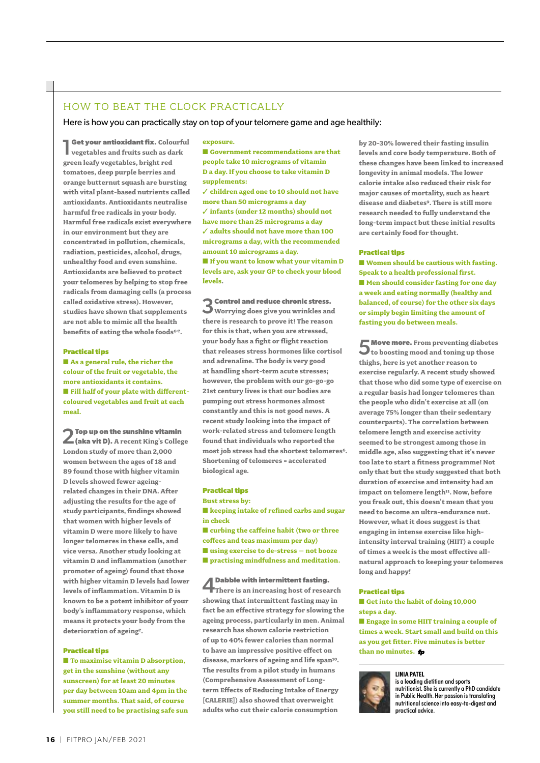## HOW TO BEAT THE CLOCK PRACTICALLY

Here is how you can practically stay on top of your telomere game and age healthily:

**1 Get your antioxidant fix.** Colourful vegetables and fruits such as dark green leafy vegetables, bright red tomatoes, deep purple berries and orange butternut squash are bursting with vital plant-based nutrients called antioxidants. Antioxidants neutralise harmful free radicals in your body. Harmful free radicals exist everywhere in our environment but they are concentrated in pollution, chemicals, radiation, pesticides, alcohol, drugs, unhealthy food and even sunshine. Antioxidants are believed to protect your telomeres by helping to stop free radicals from damaging cells (a process called oxidative stress). However, studies have shown that supplements are not able to mimic all the health benefits of eating the whole foods[6,7].

**Practical tips**

- As a general rule, the richer the colour of the fruit or vegetable, the more antioxidants it contains.
- Fill half of your plate with different-coloured vegetables and fruit at each meal.

**2 Top up on the sunshine vitamin (aka vit D).** A recent King's College London study of more than 2,000 women between the ages of 18 and 89 found those with higher vitamin D levels showed fewer ageing-related changes in their DNA. After adjusting the results for the age of study participants, findings showed that women with higher levels of vitamin D were more likely to have longer telomeres in these cells, and vice versa. Another study looking at vitamin D and inflammation (another promoter of ageing) found that those with higher vitamin D levels had lower levels of inflammation. Vitamin D is known to be a potent inhibitor of your body's inflammatory response, which means it protects your body from the deterioration of ageing[7].

**Practical tips**

- To maximise vitamin D absorption, get in the sunshine (without any sunscreen) for at least 20 minutes per day between 10am and 4pm in the summer months. That said, of course you still need to be practising safe sun exposure.
- Government recommendations are that people take 10 micrograms of vitamin D a day. If you choose to take vitamin D supplements:
  - ✓ children aged one to 10 should not have more than 50 micrograms a day
  - ✓ infants (under 12 months) should not have more than 25 micrograms a day
  - ✓ adults should not have more than 100 micrograms a day, with the recommended amount 10 micrograms a day.
- If you want to know what your vitamin D levels are, ask your GP to check your blood levels.

**3 Control and reduce chronic stress.** Worrying does give you wrinkles and there is research to prove it! The reason for this is that, when you are stressed, your body has a fight or flight reaction that releases stress hormones like cortisol and adrenaline. The body is very good at handling short-term acute stresses; however, the problem with our go-go-go 21st century lives is that our bodies are pumping out stress hormones almost constantly and this is not good news. A recent study looking into the impact of work-related stress and telomere length found that individuals who reported the most job stress had the shortest telomeres[6]. Shortening of telomeres = accelerated biological age.

**Practical tips**

Bust stress by:

- keeping intake of refined carbs and sugar in check
- curbing the caffeine habit (two or three coffees and teas maximum per day)
- using exercise to de-stress – not booze
- practising mindfulness and meditation.

**4 Dabble with intermittent fasting.** There is an increasing host of research showing that intermittent fasting may in fact be an effective strategy for slowing the ageing process, particularly in men. Animal research has shown calorie restriction of up to 40% fewer calories than normal to have an impressive positive effect on disease, markers of ageing and life span[10]. The results from a pilot study in humans (Comprehensive Assessment of Long-term Effects of Reducing Intake of Energy [CALERIE]) also showed that overweight adults who cut their calorie consumption by 20-30% lowered their fasting insulin levels and core body temperature. Both of these changes have been linked to increased longevity in animal models. The lower calorie intake also reduced their risk for major causes of mortality, such as heart disease and diabetes[9]. There is still more research needed to fully understand the long-term impact but these initial results are certainly food for thought.

**Practical tips**

- Women should be cautious with fasting. Speak to a health professional first.
- Men should consider fasting for one day a week and eating normally (healthy and balanced, of course) for the other six days or simply begin limiting the amount of fasting you do between meals.

**5 Move more.** From preventing diabetes to boosting mood and toning up those thighs, here is yet another reason to exercise regularly. A recent study showed that those who did some type of exercise on a regular basis had longer telomeres than the people who didn't exercise at all (on average 75% longer than their sedentary counterparts). The correlation between telomere length and exercise activity seemed to be strongest among those in middle age, also suggesting that it's never too late to start a fitness programme! Not only that but the study suggested that both duration of exercise and intensity had an impact on telomere length[11]. Now, before you freak out, this doesn't mean that you need to become an ultra-endurance nut. However, what it does suggest is that engaging in intense exercise like high-intensity interval training (HIIT) a couple of times a week is the most effective all-natural approach to keeping your telomeres long and happy!

**Practical tips**

- Get into the habit of doing 10,000 steps a day.
- Engage in some HIIT training a couple of times a week. Start small and build on this as you get fitter. Five minutes is better than no minutes.

**LINIA PATEL** is a leading dietitian and sports nutritionist. She is currently a PhD candidate in Public Health. Her passion is translating nutritional science into easy-to-digest and practical advice.